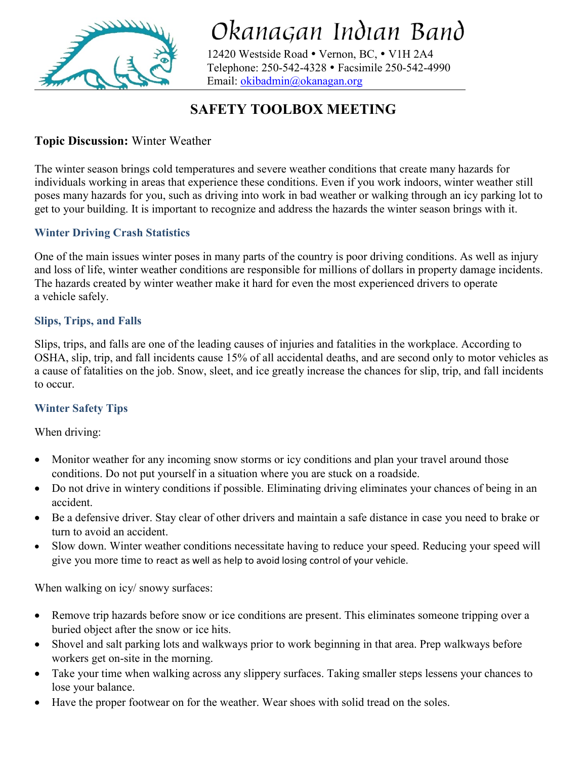# Okanagan Indian Band

12420 Westside Road • Vernon, BC, • V1H 2A4
Telephone: 250-542-4328 • Facsimile 250-542-4990
Email: okibadmin@okanagan.org

## SAFETY TOOLBOX MEETING

**Topic Discussion:** Winter Weather

The winter season brings cold temperatures and severe weather conditions that create many hazards for individuals working in areas that experience these conditions. Even if you work indoors, winter weather still poses many hazards for you, such as driving into work in bad weather or walking through an icy parking lot to get to your building. It is important to recognize and address the hazards the winter season brings with it.

### Winter Driving Crash Statistics

One of the main issues winter poses in many parts of the country is poor driving conditions. As well as injury and loss of life, winter weather conditions are responsible for millions of dollars in property damage incidents. The hazards created by winter weather make it hard for even the most experienced drivers to operate a vehicle safely.

### Slips, Trips, and Falls

Slips, trips, and falls are one of the leading causes of injuries and fatalities in the workplace. According to OSHA, slip, trip, and fall incidents cause 15% of all accidental deaths, and are second only to motor vehicles as a cause of fatalities on the job. Snow, sleet, and ice greatly increase the chances for slip, trip, and fall incidents to occur.

### Winter Safety Tips

When driving:

- Monitor weather for any incoming snow storms or icy conditions and plan your travel around those conditions. Do not put yourself in a situation where you are stuck on a roadside.
- Do not drive in wintery conditions if possible. Eliminating driving eliminates your chances of being in an accident.
- Be a defensive driver. Stay clear of other drivers and maintain a safe distance in case you need to brake or turn to avoid an accident.
- Slow down. Winter weather conditions necessitate having to reduce your speed. Reducing your speed will give you more time to react as well as help to avoid losing control of your vehicle.

When walking on icy/ snowy surfaces:

- Remove trip hazards before snow or ice conditions are present. This eliminates someone tripping over a buried object after the snow or ice hits.
- Shovel and salt parking lots and walkways prior to work beginning in that area. Prep walkways before workers get on-site in the morning.
- Take your time when walking across any slippery surfaces. Taking smaller steps lessens your chances to lose your balance.
- Have the proper footwear on for the weather. Wear shoes with solid tread on the soles.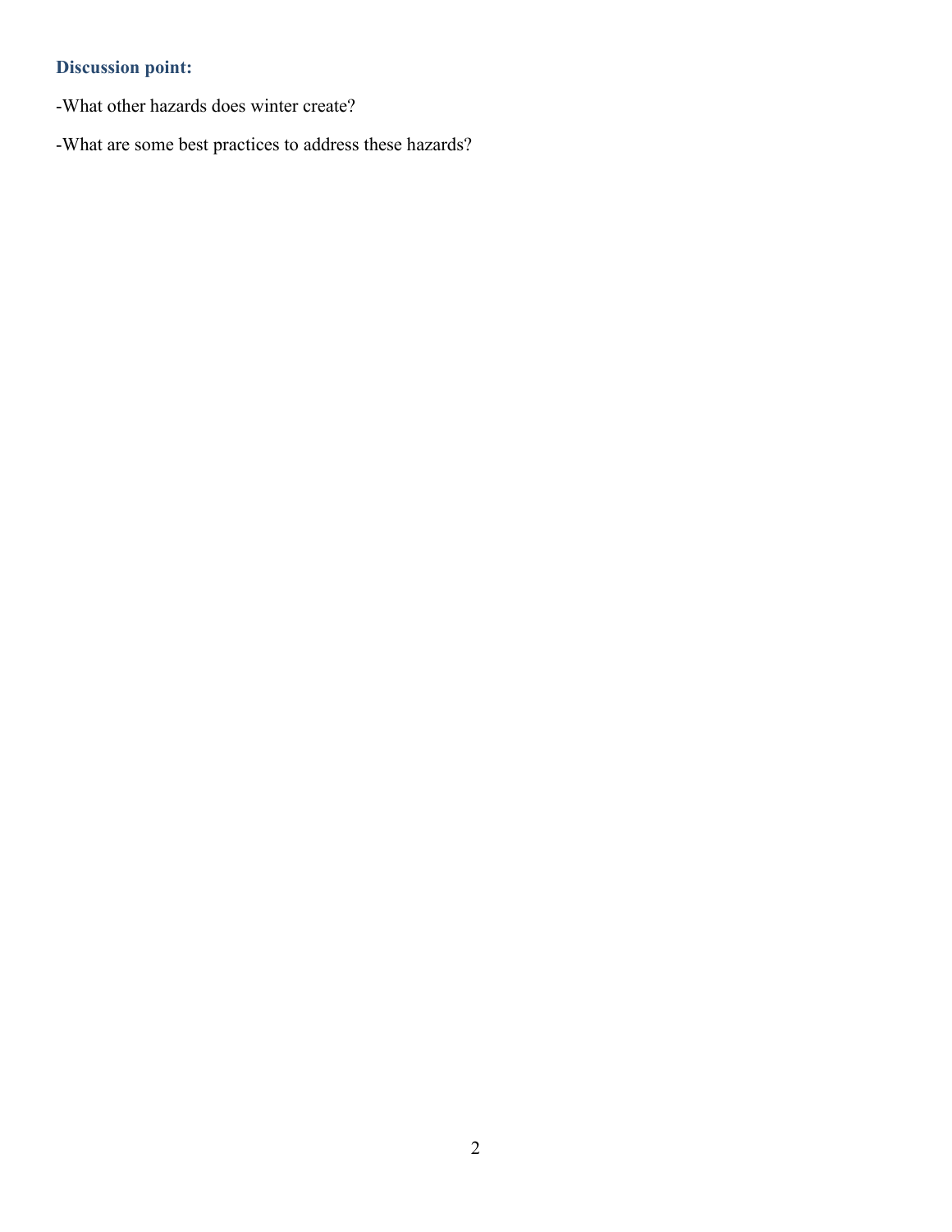**Discussion point:**

-What other hazards does winter create?

-What are some best practices to address these hazards?